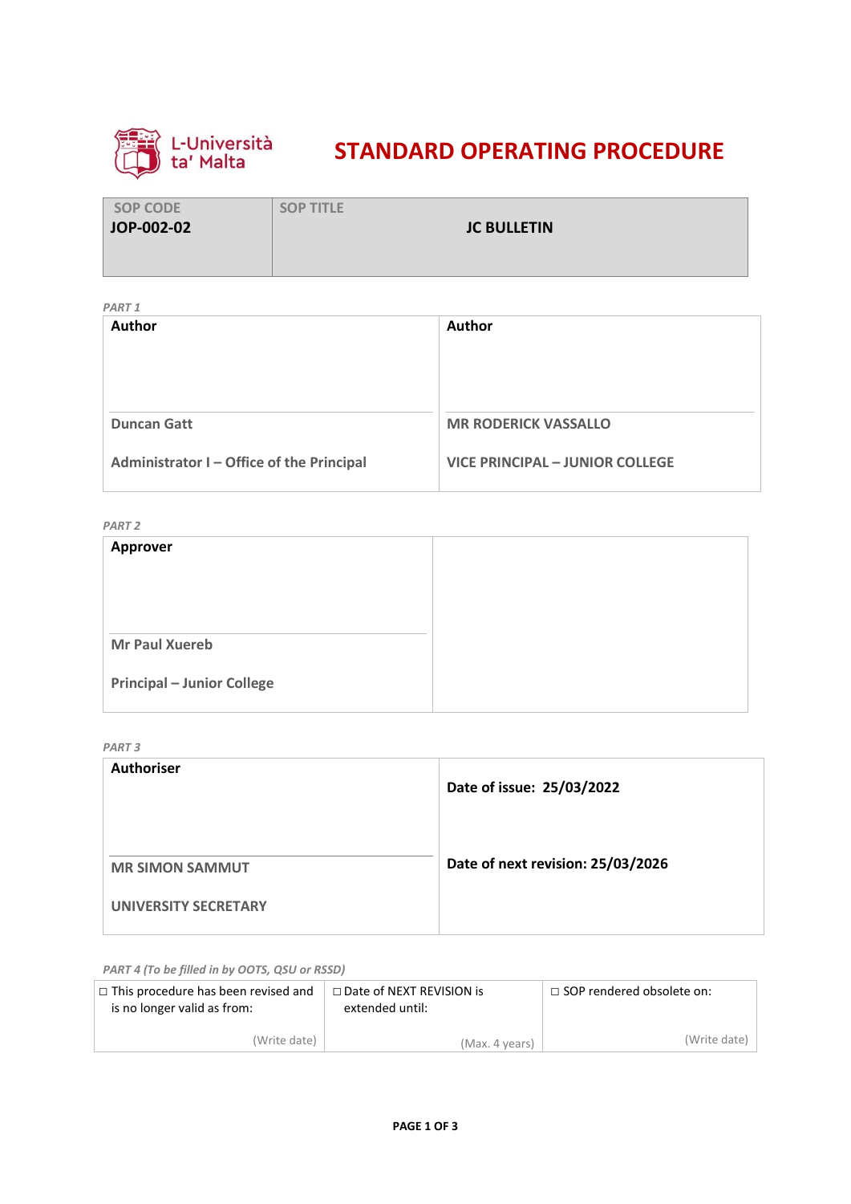L-Università ta' Malta

# STANDARD OPERATING PROCEDURE

| SOP CODE | SOP TITLE |
|---|---|
| **JOP-002-02** | **JC BULLETIN** |

*PART 1*

| **Author** | **Author** |
|---|---|
| **Duncan Gatt** | **MR RODERICK VASSALLO** |
| **Administrator I – Office of the Principal** | **VICE PRINCIPAL – JUNIOR COLLEGE** |

*PART 2*

| **Approver** | |
|---|---|
| **Mr Paul Xuereb** | |
| **Principal – Junior College** | |

*PART 3*

| **Authoriser** | **Date of issue: 25/03/2022** |
|---|---|
| **MR SIMON SAMMUT** | **Date of next revision: 25/03/2026** |
| **UNIVERSITY SECRETARY** | |

*PART 4 (To be filled in by OOTS, QSU or RSSD)*

| □ This procedure has been revised and is no longer valid as from: | □ Date of NEXT REVISION is extended until: | □ SOP rendered obsolete on: |
|---|---|---|
| (Write date) | (Max. 4 years) | (Write date) |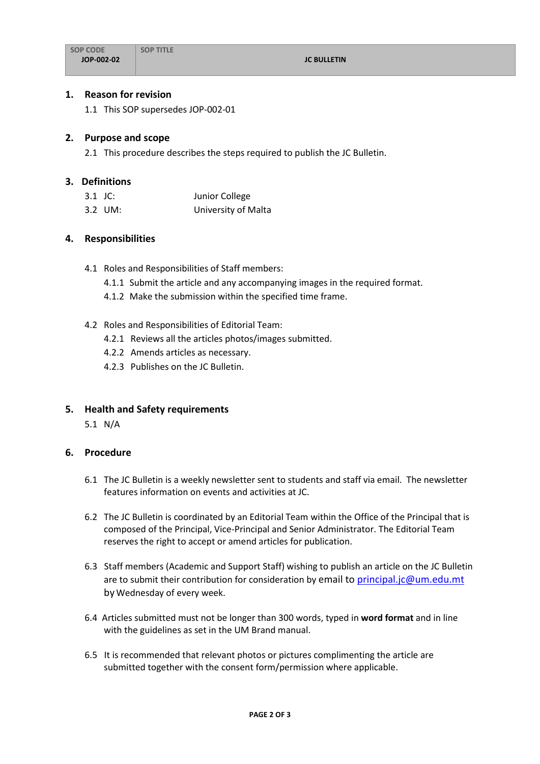| SOP CODE JOP-002-02 | SOP TITLE JC BULLETIN |
|---|---|

## 1. Reason for revision

1.1 This SOP supersedes JOP-002-01

## 2. Purpose and scope

2.1 This procedure describes the steps required to publish the JC Bulletin.

## 3. Definitions

3.1 JC: Junior College

3.2 UM: University of Malta

## 4. Responsibilities

4.1 Roles and Responsibilities of Staff members:

4.1.1 Submit the article and any accompanying images in the required format.

4.1.2 Make the submission within the specified time frame.

4.2 Roles and Responsibilities of Editorial Team:

4.2.1 Reviews all the articles photos/images submitted.

4.2.2 Amends articles as necessary.

4.2.3 Publishes on the JC Bulletin.

## 5. Health and Safety requirements

5.1 N/A

## 6. Procedure

6.1 The JC Bulletin is a weekly newsletter sent to students and staff via email. The newsletter features information on events and activities at JC.

6.2 The JC Bulletin is coordinated by an Editorial Team within the Office of the Principal that is composed of the Principal, Vice-Principal and Senior Administrator. The Editorial Team reserves the right to accept or amend articles for publication.

6.3 Staff members (Academic and Support Staff) wishing to publish an article on the JC Bulletin are to submit their contribution for consideration by email to principal.jc@um.edu.mt by Wednesday of every week.

6.4 Articles submitted must not be longer than 300 words, typed in **word format** and in line with the guidelines as set in the UM Brand manual.

6.5 It is recommended that relevant photos or pictures complimenting the article are submitted together with the consent form/permission where applicable.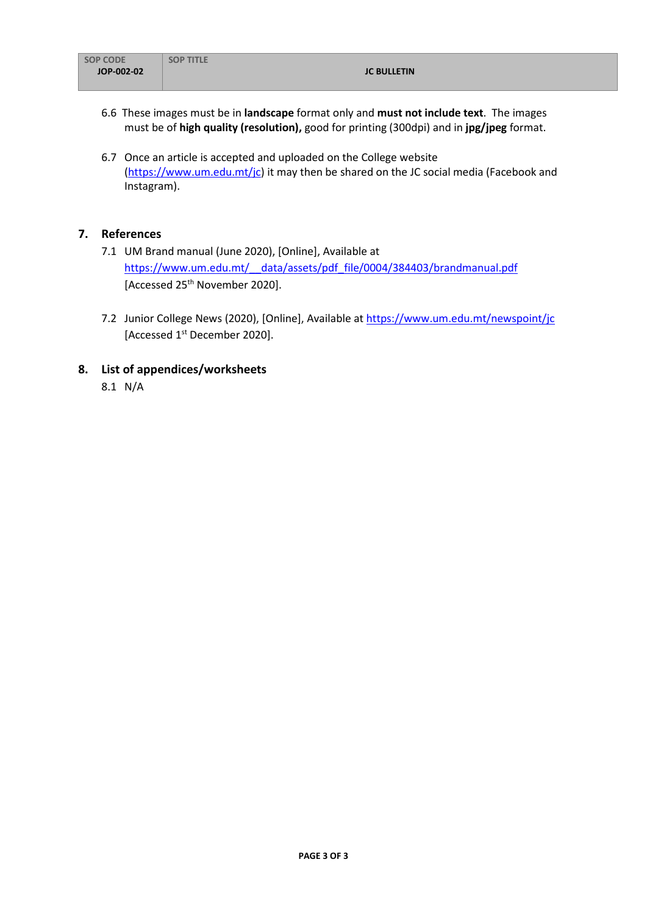6.6 These images must be in **landscape** format only and **must not include text**. The images must be of **high quality (resolution),** good for printing (300dpi) and in **jpg/jpeg** format.

6.7 Once an article is accepted and uploaded on the College website (https://www.um.edu.mt/jc) it may then be shared on the JC social media (Facebook and Instagram).

## 7. References

7.1 UM Brand manual (June 2020), [Online], Available at https://www.um.edu.mt/__data/assets/pdf_file/0004/384403/brandmanual.pdf [Accessed 25th November 2020].

7.2 Junior College News (2020), [Online], Available at https://www.um.edu.mt/newspoint/jc [Accessed 1st December 2020].

## 8. List of appendices/worksheets

8.1 N/A